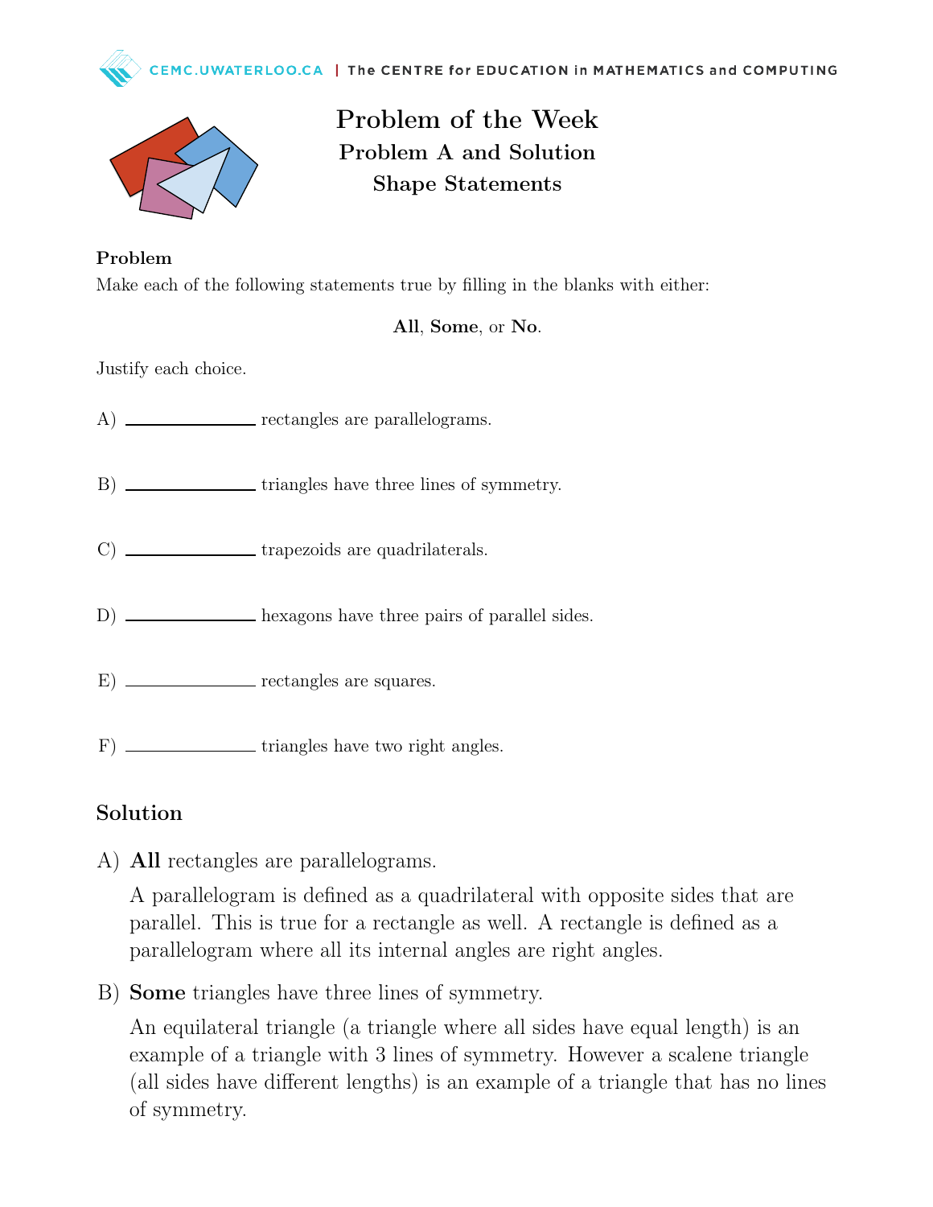# Problem of the Week

## Problem A and Solution

## Shape Statements

**Problem**

Make each of the following statements true by filling in the blanks with either:

**All**, **Some**, or **No**.

Justify each choice.

A) ______________ rectangles are parallelograms.

B) ______________ triangles have three lines of symmetry.

C) ______________ trapezoids are quadrilaterals.

D) ______________ hexagons have three pairs of parallel sides.

E) ______________ rectangles are squares.

F) ______________ triangles have two right angles.

## Solution

A) **All** rectangles are parallelograms.

A parallelogram is defined as a quadrilateral with opposite sides that are parallel. This is true for a rectangle as well. A rectangle is defined as a parallelogram where all its internal angles are right angles.

B) **Some** triangles have three lines of symmetry.

An equilateral triangle (a triangle where all sides have equal length) is an example of a triangle with 3 lines of symmetry. However a scalene triangle (all sides have different lengths) is an example of a triangle that has no lines of symmetry.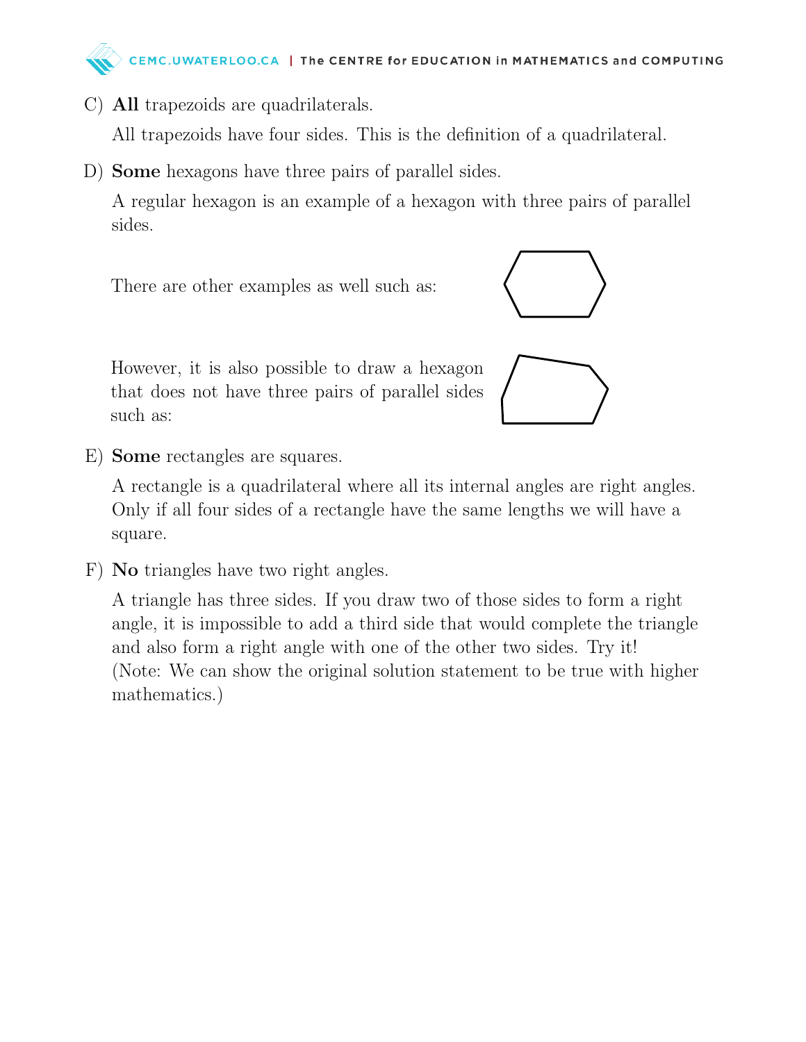C) **All** trapezoids are quadrilaterals.

All trapezoids have four sides. This is the definition of a quadrilateral.

D) **Some** hexagons have three pairs of parallel sides.

A regular hexagon is an example of a hexagon with three pairs of parallel sides.

There are other examples as well such as:

However, it is also possible to draw a hexagon that does not have three pairs of parallel sides such as:

E) **Some** rectangles are squares.

A rectangle is a quadrilateral where all its internal angles are right angles. Only if all four sides of a rectangle have the same lengths we will have a square.

F) **No** triangles have two right angles.

A triangle has three sides. If you draw two of those sides to form a right angle, it is impossible to add a third side that would complete the triangle and also form a right angle with one of the other two sides. Try it! (Note: We can show the original solution statement to be true with higher mathematics.)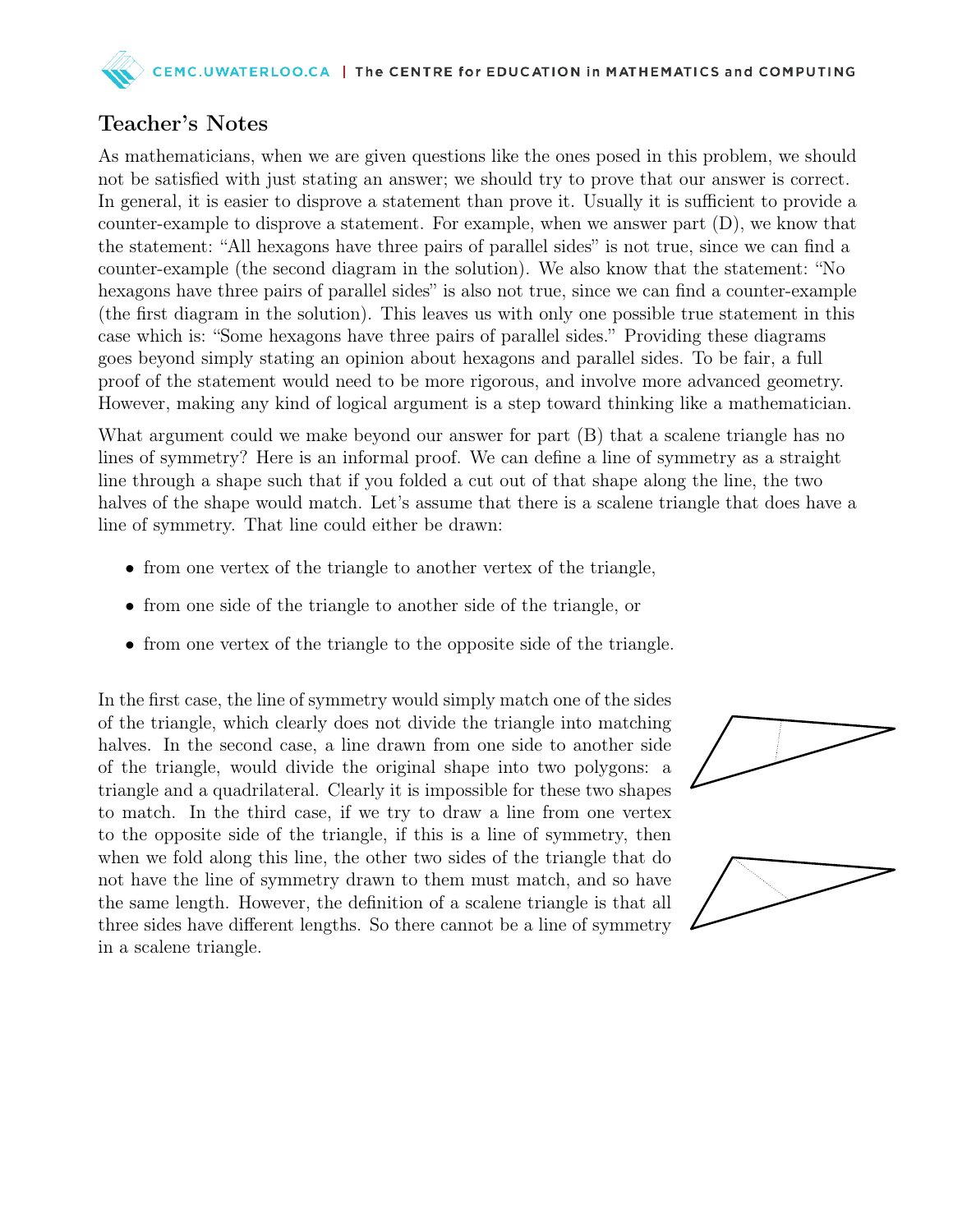## Teacher's Notes

As mathematicians, when we are given questions like the ones posed in this problem, we should not be satisfied with just stating an answer; we should try to prove that our answer is correct. In general, it is easier to disprove a statement than prove it. Usually it is sufficient to provide a counter-example to disprove a statement. For example, when we answer part (D), we know that the statement: "All hexagons have three pairs of parallel sides" is not true, since we can find a counter-example (the second diagram in the solution). We also know that the statement: "No hexagons have three pairs of parallel sides" is also not true, since we can find a counter-example (the first diagram in the solution). This leaves us with only one possible true statement in this case which is: "Some hexagons have three pairs of parallel sides." Providing these diagrams goes beyond simply stating an opinion about hexagons and parallel sides. To be fair, a full proof of the statement would need to be more rigorous, and involve more advanced geometry. However, making any kind of logical argument is a step toward thinking like a mathematician.

What argument could we make beyond our answer for part (B) that a scalene triangle has no lines of symmetry? Here is an informal proof. We can define a line of symmetry as a straight line through a shape such that if you folded a cut out of that shape along the line, the two halves of the shape would match. Let's assume that there is a scalene triangle that does have a line of symmetry. That line could either be drawn:

- from one vertex of the triangle to another vertex of the triangle,
- from one side of the triangle to another side of the triangle, or
- from one vertex of the triangle to the opposite side of the triangle.

In the first case, the line of symmetry would simply match one of the sides of the triangle, which clearly does not divide the triangle into matching halves. In the second case, a line drawn from one side to another side of the triangle, would divide the original shape into two polygons: a triangle and a quadrilateral. Clearly it is impossible for these two shapes to match. In the third case, if we try to draw a line from one vertex to the opposite side of the triangle, if this is a line of symmetry, then when we fold along this line, the other two sides of the triangle that do not have the line of symmetry drawn to them must match, and so have the same length. However, the definition of a scalene triangle is that all three sides have different lengths. So there cannot be a line of symmetry in a scalene triangle.